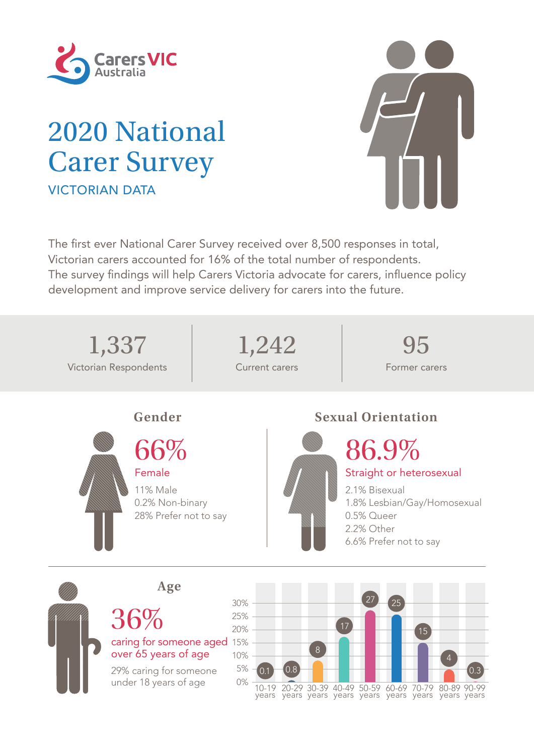Carers VIC Australia

# 2020 National Carer Survey

VICTORIAN DATA

The first ever National Carer Survey received over 8,500 responses in total, Victorian carers accounted for 16% of the total number of respondents. The survey findings will help Carers Victoria advocate for carers, influence policy development and improve service delivery for carers into the future.

| 1,337 | 1,242 | 95 |
|---|---|---|
| Victorian Respondents | Current carers | Former carers |

## Gender

**66%**
Female

11% Male
0.2% Non-binary
28% Prefer not to say

## Sexual Orientation

**86.9%**
Straight or heterosexual

2.1% Bisexual
1.8% Lesbian/Gay/Homosexual
0.5% Queer
2.2% Other
6.6% Prefer not to say

## Age

**36%**
caring for someone aged over 65 years of age

29% caring for someone under 18 years of age

| Age | % |
|---|---|
| 10-19 years | 0.1 |
| 20-29 years | 0.8 |
| 30-39 years | 8 |
| 40-49 years | 17 |
| 50-59 years | 27 |
| 60-69 years | 25 |
| 70-79 years | 15 |
| 80-89 years | 4 |
| 90-99 years | 0.3 |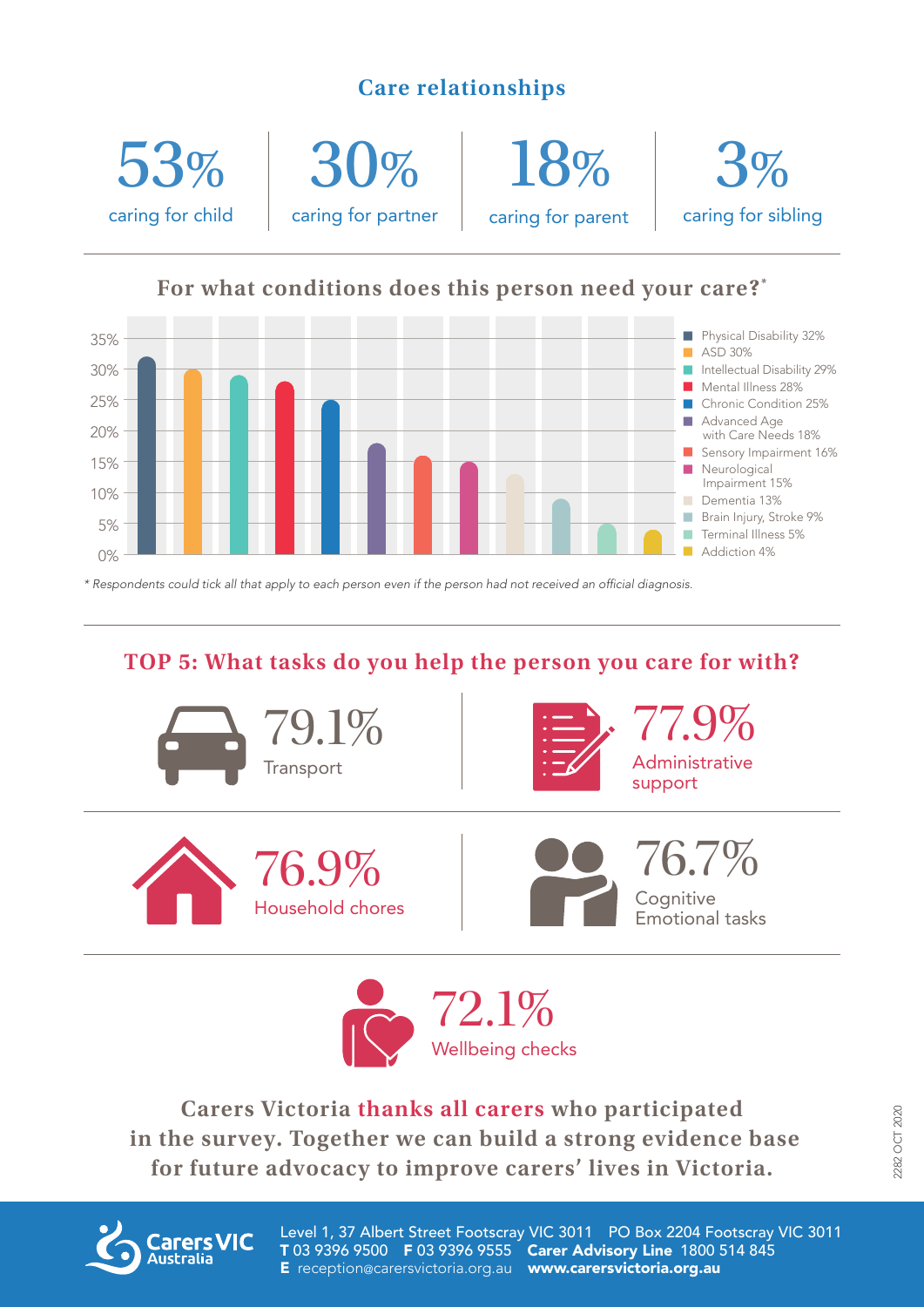## Care relationships

**53%** caring for child

**30%** caring for partner

**18%** caring for parent

**3%** caring for sibling

## For what conditions does this person need your care?*

35%
30%
25%
20%
15%
10%
5%
0%

- Physical Disability 32%
- ASD 30%
- Intellectual Disability 29%
- Mental Illness 28%
- Chronic Condition 25%
- Advanced Age with Care Needs 18%
- Sensory Impairment 16%
- Neurological Impairment 15%
- Dementia 13%
- Brain Injury, Stroke 9%
- Terminal Illness 5%
- Addiction 4%

*\* Respondents could tick all that apply to each person even if the person had not received an official diagnosis.*

## TOP 5: What tasks do you help the person you care for with?

**79.1%** Transport

**77.9%** Administrative support

**76.9%** Household chores

**76.7%** Cognitive Emotional tasks

**72.1%** Wellbeing checks

**Carers Victoria thanks all carers who participated in the survey. Together we can build a strong evidence base for future advocacy to improve carers' lives in Victoria.**

2282 OCT 2020

Carers VIC Australia

Level 1, 37 Albert Street Footscray VIC 3011 PO Box 2204 Footscray VIC 3011
**T** 03 9396 9500 **F** 03 9396 9555 **Carer Advisory Line** 1800 514 845
**E** reception@carersvictoria.org.au **www.carersvictoria.org.au**